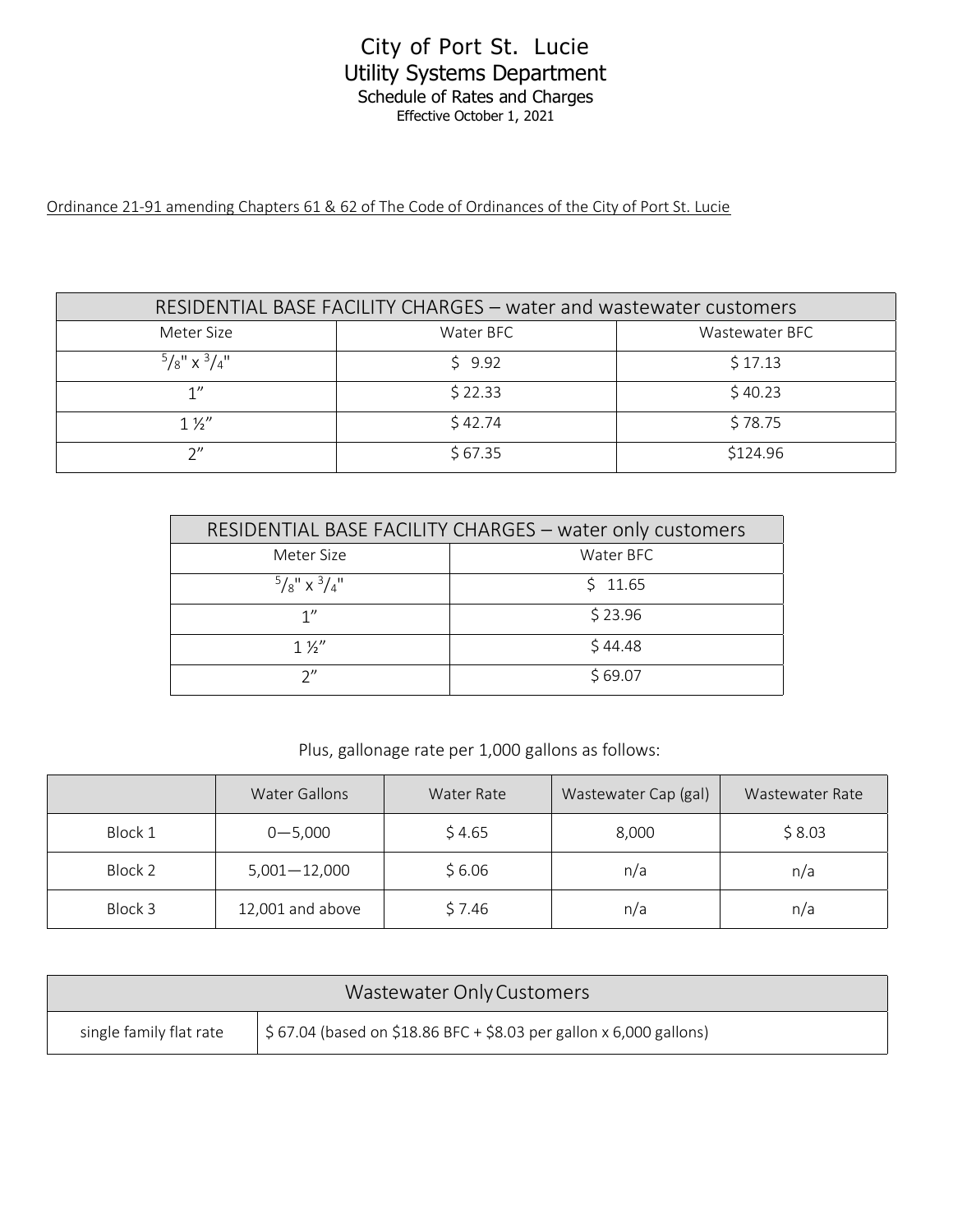# City of Port St. Lucie
## Utility Systems Department
### Schedule of Rates and Charges
Effective October 1, 2021

Ordinance 21-91 amending Chapters 61 & 62 of The Code of Ordinances of the City of Port St. Lucie

| RESIDENTIAL BASE FACILITY CHARGES – water and wastewater customers | | |
|---|---|---|
| Meter Size | Water BFC | Wastewater BFC |
| 5/8" x 3/4" | $ 9.92 | $ 17.13 |
| 1" | $ 22.33 | $ 40.23 |
| 1 ½" | $ 42.74 | $ 78.75 |
| 2" | $ 67.35 | $124.96 |

| RESIDENTIAL BASE FACILITY CHARGES – water only customers | |
|---|---|
| Meter Size | Water BFC |
| 5/8" x 3/4" | $ 11.65 |
| 1" | $ 23.96 |
| 1 ½" | $ 44.48 |
| 2" | $ 69.07 |

Plus, gallonage rate per 1,000 gallons as follows:

| | Water Gallons | Water Rate | Wastewater Cap (gal) | Wastewater Rate |
|---|---|---|---|---|
| Block 1 | 0—5,000 | $ 4.65 | 8,000 | $ 8.03 |
| Block 2 | 5,001—12,000 | $ 6.06 | n/a | n/a |
| Block 3 | 12,001 and above | $ 7.46 | n/a | n/a |

| Wastewater Only Customers | |
|---|---|
| single family flat rate | $ 67.04 (based on $18.86 BFC + $8.03 per gallon x 6,000 gallons) |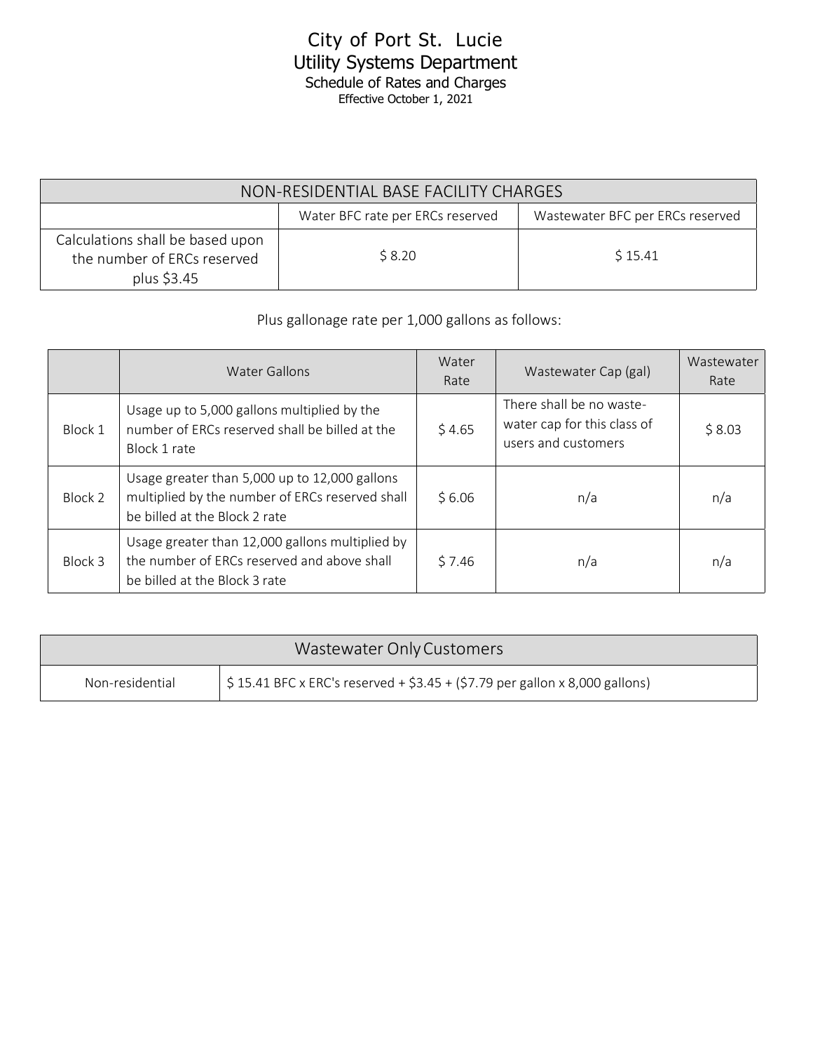# City of Port St. Lucie
## Utility Systems Department
### Schedule of Rates and Charges
Effective October 1, 2021

| NON-RESIDENTIAL BASE FACILITY CHARGES | | |
|---|---|---|
| | Water BFC rate per ERCs reserved | Wastewater BFC per ERCs reserved |
| Calculations shall be based upon the number of ERCs reserved plus $3.45 | $ 8.20 | $ 15.41 |

Plus gallonage rate per 1,000 gallons as follows:

| | Water Gallons | Water Rate | Wastewater Cap (gal) | Wastewater Rate |
|---|---|---|---|---|
| Block 1 | Usage up to 5,000 gallons multiplied by the number of ERCs reserved shall be billed at the Block 1 rate | $ 4.65 | There shall be no waste-water cap for this class of users and customers | $ 8.03 |
| Block 2 | Usage greater than 5,000 up to 12,000 gallons multiplied by the number of ERCs reserved shall be billed at the Block 2 rate | $ 6.06 | n/a | n/a |
| Block 3 | Usage greater than 12,000 gallons multiplied by the number of ERCs reserved and above shall be billed at the Block 3 rate | $ 7.46 | n/a | n/a |

| Wastewater Only Customers | |
|---|---|
| Non-residential | $ 15.41 BFC x ERC's reserved + $3.45 + ($7.79 per gallon x 8,000 gallons) |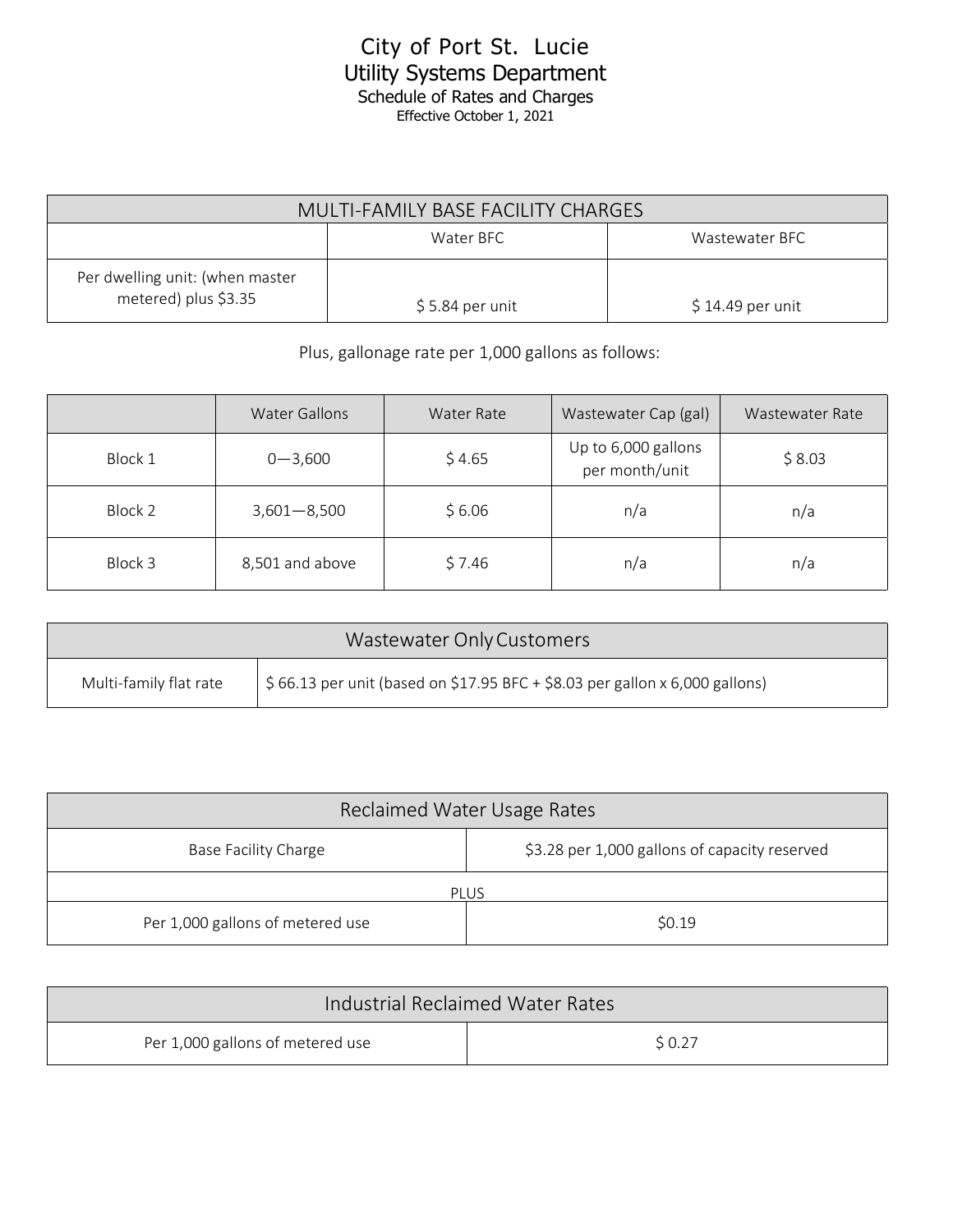# City of Port St. Lucie
## Utility Systems Department
### Schedule of Rates and Charges
Effective October 1, 2021

| MULTI-FAMILY BASE FACILITY CHARGES | | |
|---|---|---|
| | Water BFC | Wastewater BFC |
| Per dwelling unit: (when master metered) plus $3.35 | $ 5.84 per unit | $ 14.49 per unit |

Plus, gallonage rate per 1,000 gallons as follows:

| | Water Gallons | Water Rate | Wastewater Cap (gal) | Wastewater Rate |
|---|---|---|---|---|
| Block 1 | 0—3,600 | $ 4.65 | Up to 6,000 gallons per month/unit | $ 8.03 |
| Block 2 | 3,601—8,500 | $ 6.06 | n/a | n/a |
| Block 3 | 8,501 and above | $ 7.46 | n/a | n/a |

| Wastewater Only Customers | |
|---|---|
| Multi-family flat rate | $ 66.13 per unit (based on $17.95 BFC + $8.03 per gallon x 6,000 gallons) |

| Reclaimed Water Usage Rates | |
|---|---|
| Base Facility Charge | $3.28 per 1,000 gallons of capacity reserved |
| PLUS | |
| Per 1,000 gallons of metered use | $0.19 |

| Industrial Reclaimed Water Rates | |
|---|---|
| Per 1,000 gallons of metered use | $ 0.27 |